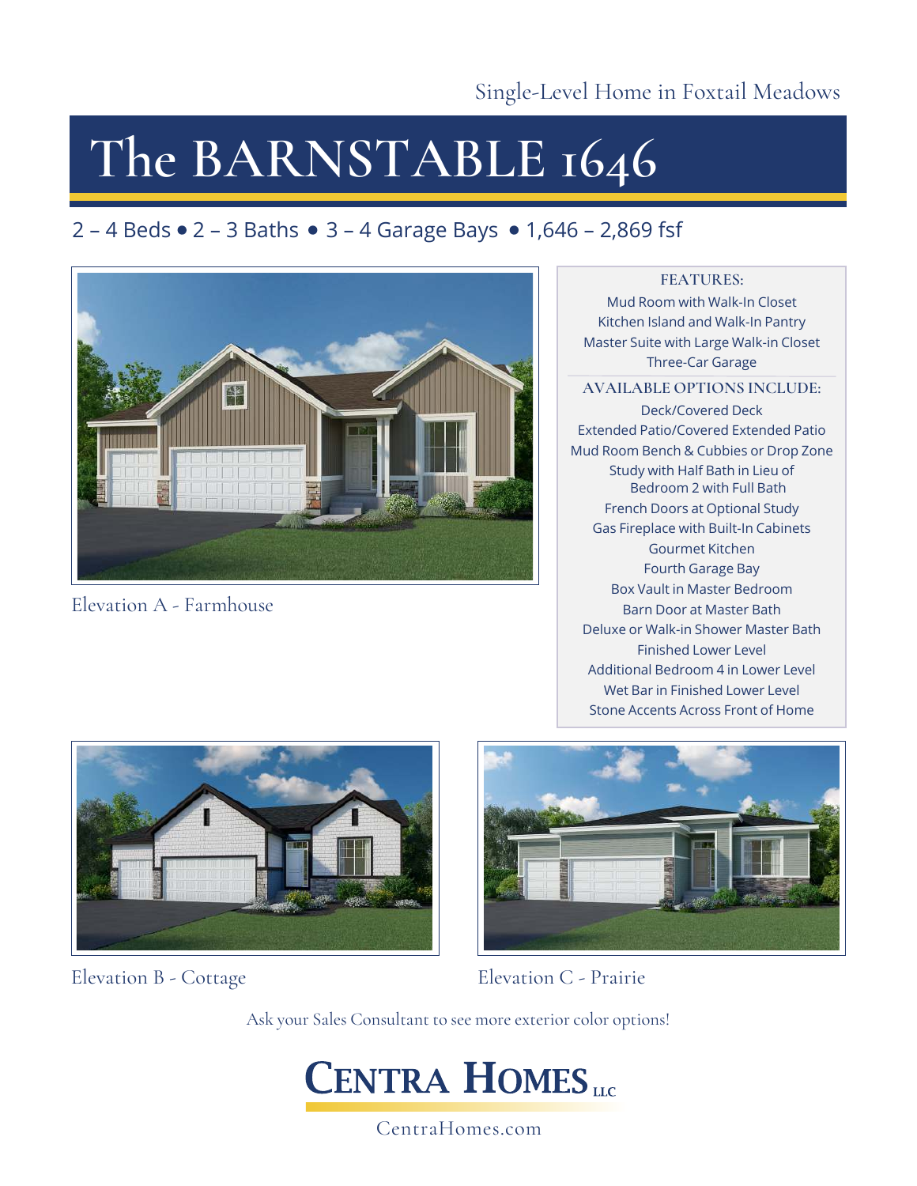Single-Level Home in Foxtail Meadows

# The BARNSTABLE 1646

2 – 4 Beds • 2 – 3 Baths • 3 – 4 Garage Bays • 1,646 – 2,869 fsf

Elevation A - Farmhouse

**FEATURES:**

Mud Room with Walk-In Closet
Kitchen Island and Walk-In Pantry
Master Suite with Large Walk-in Closet
Three-Car Garage

**AVAILABLE OPTIONS INCLUDE:**

Deck/Covered Deck
Extended Patio/Covered Extended Patio
Mud Room Bench & Cubbies or Drop Zone
Study with Half Bath in Lieu of Bedroom 2 with Full Bath
French Doors at Optional Study
Gas Fireplace with Built-In Cabinets
Gourmet Kitchen
Fourth Garage Bay
Box Vault in Master Bedroom
Barn Door at Master Bath
Deluxe or Walk-in Shower Master Bath
Finished Lower Level
Additional Bedroom 4 in Lower Level
Wet Bar in Finished Lower Level
Stone Accents Across Front of Home

Elevation B - Cottage

Elevation C - Prairie

Ask your Sales Consultant to see more exterior color options!

**CENTRA HOMES LLC**

CentraHomes.com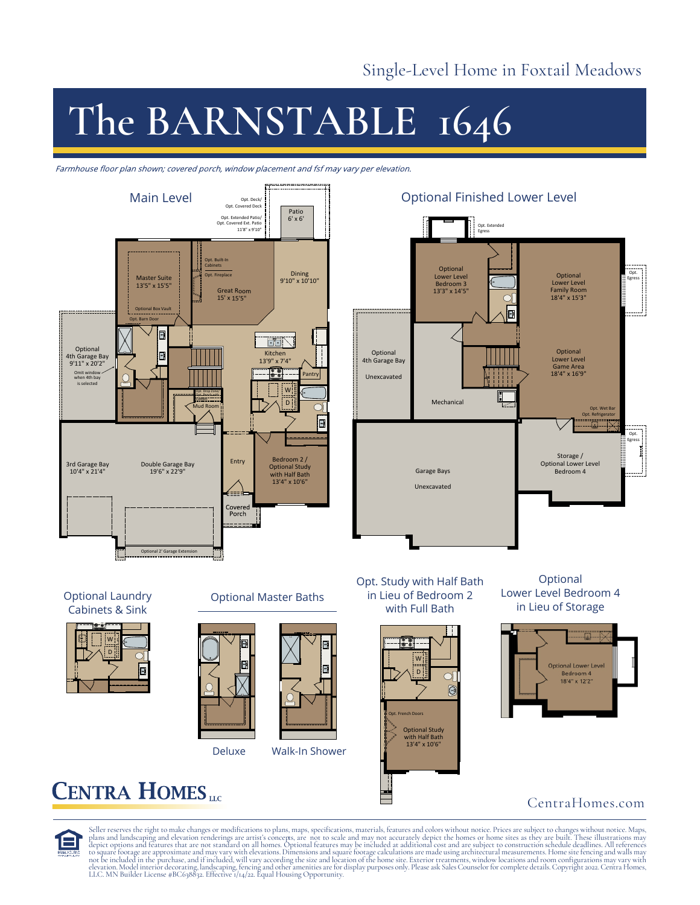Single-Level Home in Foxtail Meadows

# The BARNSTABLE 1646

*Farmhouse floor plan shown; covered porch, window placement and fsf may vary per elevation.*

## Main Level

Opt. Deck/
Opt. Covered Deck

Opt. Extended Patio/
Opt. Covered Ext. Patio
11'8" x 9'10"

Patio
6' x 6'

Master Suite
13'5" x 15'5"

Optional Box Vault

Opt. Barn Door

Opt. Built-In Cabinets

Opt. Fireplace

Great Room
15' x 15'5"

Dining
9'10" x 10'10"

Kitchen
13'9" x 7'4"

Pantry

Optional
4th Garage Bay
9'11" x 20'2"

Omit window when 4th bay is selected

Opt. Drop Zone

Mud Room

Entry

Bedroom 2 /
Optional Study
with Half Bath
13'4" x 10'6"

3rd Garage Bay
10'4" x 21'4"

Double Garage Bay
19'6" x 22'9"

Covered
Porch

Optional 2' Garage Extension

## Optional Finished Lower Level

Opt. Extended Egress

Optional
Lower Level
Bedroom 3
13'3" x 14'5"

Optional
Lower Level
Family Room
18'4" x 15'3"

Opt. Egress

Optional
4th Garage Bay

Unexcavated

Optional
Lower Level
Game Area
18'4" x 16'9"

Mechanical

Opt. Wet Bar
Opt. Refrigerator

Opt. Egress

Garage Bays

Unexcavated

Storage /
Optional Lower Level
Bedroom 4

## Optional Laundry Cabinets & Sink

## Optional Master Baths

Deluxe

Walk-In Shower

## Opt. Study with Half Bath in Lieu of Bedroom 2 with Full Bath

Opt. French Doors

Optional Study
with Half Bath
13'4" x 10'6"

## Optional Lower Level Bedroom 4 in Lieu of Storage

Optional Lower Level
Bedroom 4
18'4" x 12'2"

**CENTRA HOMES LLC**

CentraHomes.com

Seller reserves the right to make changes or modifications to plans, maps, specifications, materials, features and colors without notice. Prices are subject to changes without notice. Maps, plans and landscaping and elevation renderings are artist's concepts, are not to scale and may not accurately depict the homes or home sites as they are built. These illustrations may depict options and features that are not standard on all homes. Optional features may be included at additional cost and are subject to construction schedule deadlines. All references to square footage are approximate and may vary with elevations. Dimensions and square footage calculations are made using architectural measurements. Home site fencing and walls may not be included in the purchase, and if included, will vary according the size and location of the home site. Exterior treatments, window locations and room configurations may vary with elevation. Model interior decorating, landscaping, fencing and other amenities are for display purposes only. Please ask Sales Counselor for complete details. Copyright 2022. Centra Homes, LLC. MN Builder License #BC638832. Effective 1/14/22. Equal Housing Opportunity.